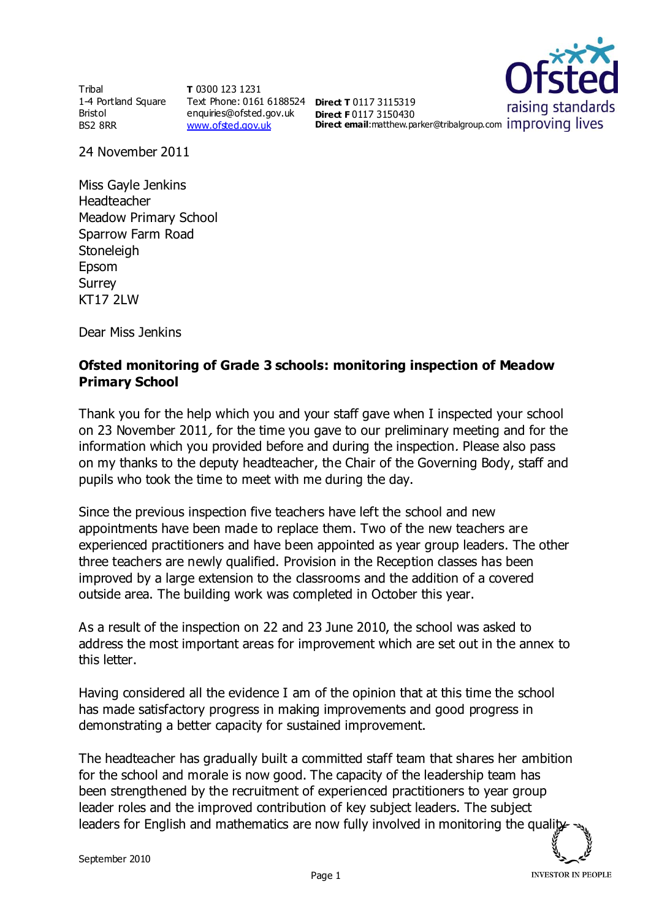Tribal
1-4 Portland Square
Bristol
BS2 8RR

**T** 0300 123 1231
Text Phone: 0161 6188524
enquiries@ofsted.gov.uk
www.ofsted.gov.uk

**Direct T** 0117 3115319
**Direct F** 0117 3150430
**Direct email**:matthew.parker@tribalgroup.com

24 November 2011

Miss Gayle Jenkins
Headteacher
Meadow Primary School
Sparrow Farm Road
Stoneleigh
Epsom
Surrey
KT17 2LW

Dear Miss Jenkins

**Ofsted monitoring of Grade 3 schools: monitoring inspection of Meadow Primary School**

Thank you for the help which you and your staff gave when I inspected your school on 23 November 2011, for the time you gave to our preliminary meeting and for the information which you provided before and during the inspection. Please also pass on my thanks to the deputy headteacher, the Chair of the Governing Body, staff and pupils who took the time to meet with me during the day.

Since the previous inspection five teachers have left the school and new appointments have been made to replace them. Two of the new teachers are experienced practitioners and have been appointed as year group leaders. The other three teachers are newly qualified. Provision in the Reception classes has been improved by a large extension to the classrooms and the addition of a covered outside area. The building work was completed in October this year.

As a result of the inspection on 22 and 23 June 2010, the school was asked to address the most important areas for improvement which are set out in the annex to this letter.

Having considered all the evidence I am of the opinion that at this time the school has made satisfactory progress in making improvements and good progress in demonstrating a better capacity for sustained improvement.

The headteacher has gradually built a committed staff team that shares her ambition for the school and morale is now good. The capacity of the leadership team has been strengthened by the recruitment of experienced practitioners to year group leader roles and the improved contribution of key subject leaders. The subject leaders for English and mathematics are now fully involved in monitoring the quality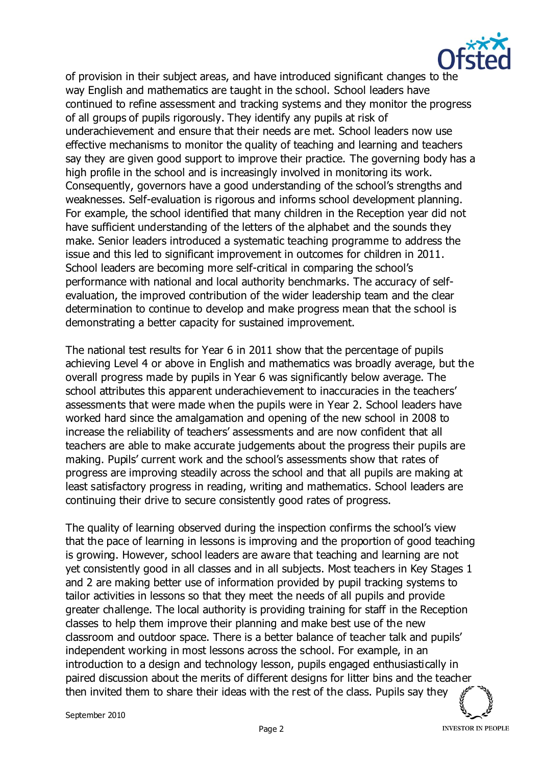of provision in their subject areas, and have introduced significant changes to the way English and mathematics are taught in the school. School leaders have continued to refine assessment and tracking systems and they monitor the progress of all groups of pupils rigorously. They identify any pupils at risk of underachievement and ensure that their needs are met. School leaders now use effective mechanisms to monitor the quality of teaching and learning and teachers say they are given good support to improve their practice. The governing body has a high profile in the school and is increasingly involved in monitoring its work. Consequently, governors have a good understanding of the school's strengths and weaknesses. Self-evaluation is rigorous and informs school development planning. For example, the school identified that many children in the Reception year did not have sufficient understanding of the letters of the alphabet and the sounds they make. Senior leaders introduced a systematic teaching programme to address the issue and this led to significant improvement in outcomes for children in 2011. School leaders are becoming more self-critical in comparing the school's performance with national and local authority benchmarks. The accuracy of self-evaluation, the improved contribution of the wider leadership team and the clear determination to continue to develop and make progress mean that the school is demonstrating a better capacity for sustained improvement.

The national test results for Year 6 in 2011 show that the percentage of pupils achieving Level 4 or above in English and mathematics was broadly average, but the overall progress made by pupils in Year 6 was significantly below average. The school attributes this apparent underachievement to inaccuracies in the teachers' assessments that were made when the pupils were in Year 2. School leaders have worked hard since the amalgamation and opening of the new school in 2008 to increase the reliability of teachers' assessments and are now confident that all teachers are able to make accurate judgements about the progress their pupils are making. Pupils' current work and the school's assessments show that rates of progress are improving steadily across the school and that all pupils are making at least satisfactory progress in reading, writing and mathematics. School leaders are continuing their drive to secure consistently good rates of progress.

The quality of learning observed during the inspection confirms the school's view that the pace of learning in lessons is improving and the proportion of good teaching is growing. However, school leaders are aware that teaching and learning are not yet consistently good in all classes and in all subjects. Most teachers in Key Stages 1 and 2 are making better use of information provided by pupil tracking systems to tailor activities in lessons so that they meet the needs of all pupils and provide greater challenge. The local authority is providing training for staff in the Reception classes to help them improve their planning and make best use of the new classroom and outdoor space. There is a better balance of teacher talk and pupils' independent working in most lessons across the school. For example, in an introduction to a design and technology lesson, pupils engaged enthusiastically in paired discussion about the merits of different designs for litter bins and the teacher then invited them to share their ideas with the rest of the class. Pupils say they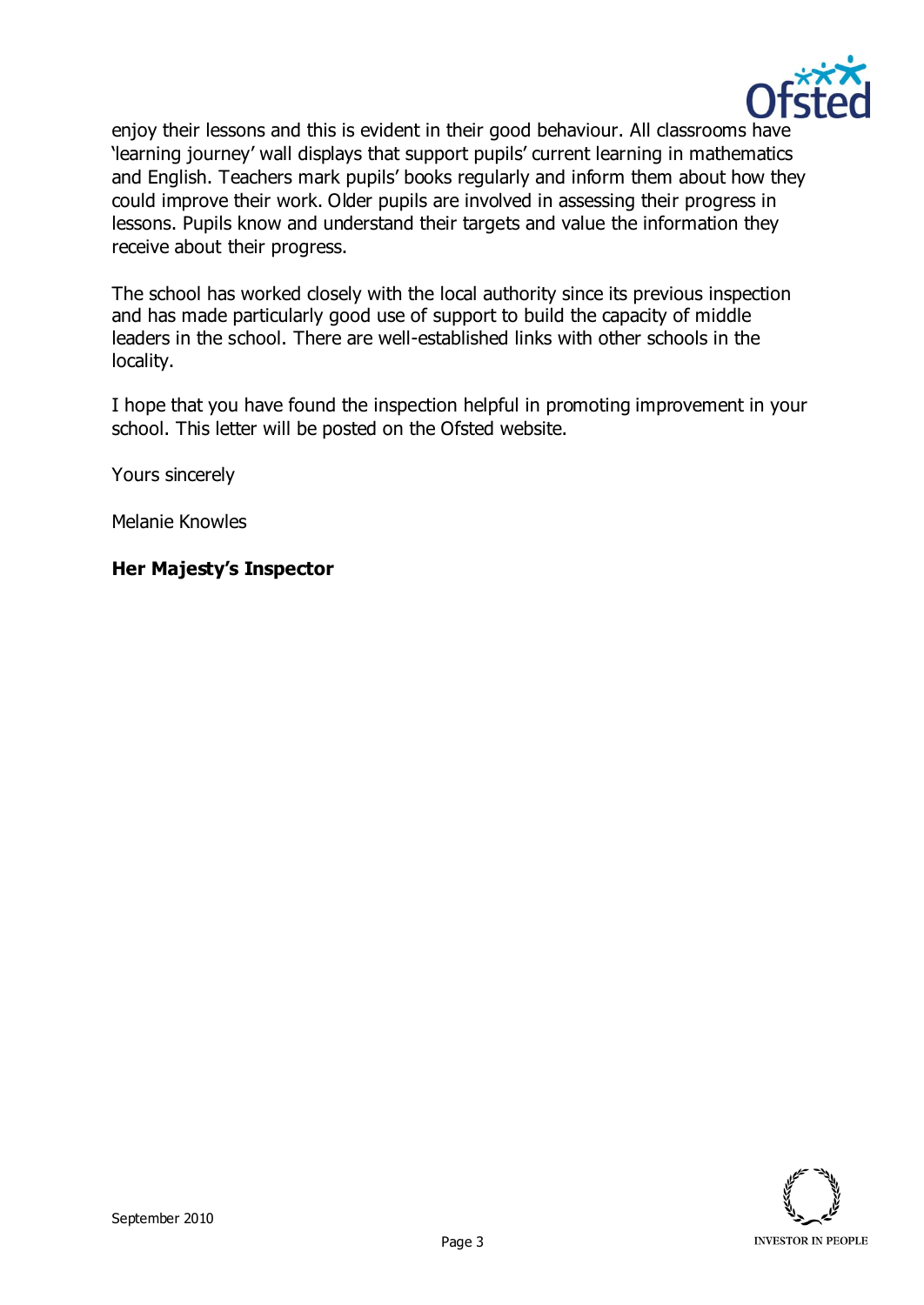enjoy their lessons and this is evident in their good behaviour. All classrooms have 'learning journey' wall displays that support pupils' current learning in mathematics and English. Teachers mark pupils' books regularly and inform them about how they could improve their work. Older pupils are involved in assessing their progress in lessons. Pupils know and understand their targets and value the information they receive about their progress.

The school has worked closely with the local authority since its previous inspection and has made particularly good use of support to build the capacity of middle leaders in the school. There are well-established links with other schools in the locality.

I hope that you have found the inspection helpful in promoting improvement in your school. This letter will be posted on the Ofsted website.

Yours sincerely

Melanie Knowles

**Her Majesty's Inspector**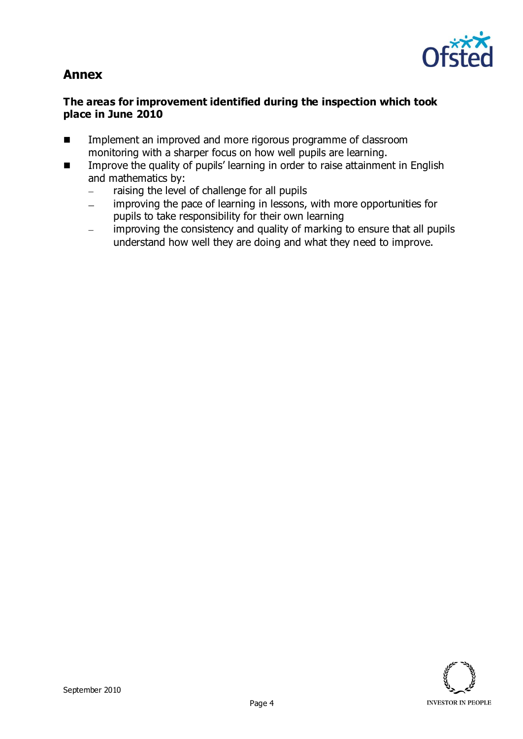## Annex

**The areas for improvement identified during the inspection which took place in June 2010**

- Implement an improved and more rigorous programme of classroom monitoring with a sharper focus on how well pupils are learning.
- Improve the quality of pupils' learning in order to raise attainment in English and mathematics by:
  - raising the level of challenge for all pupils
  - improving the pace of learning in lessons, with more opportunities for pupils to take responsibility for their own learning
  - improving the consistency and quality of marking to ensure that all pupils understand how well they are doing and what they need to improve.